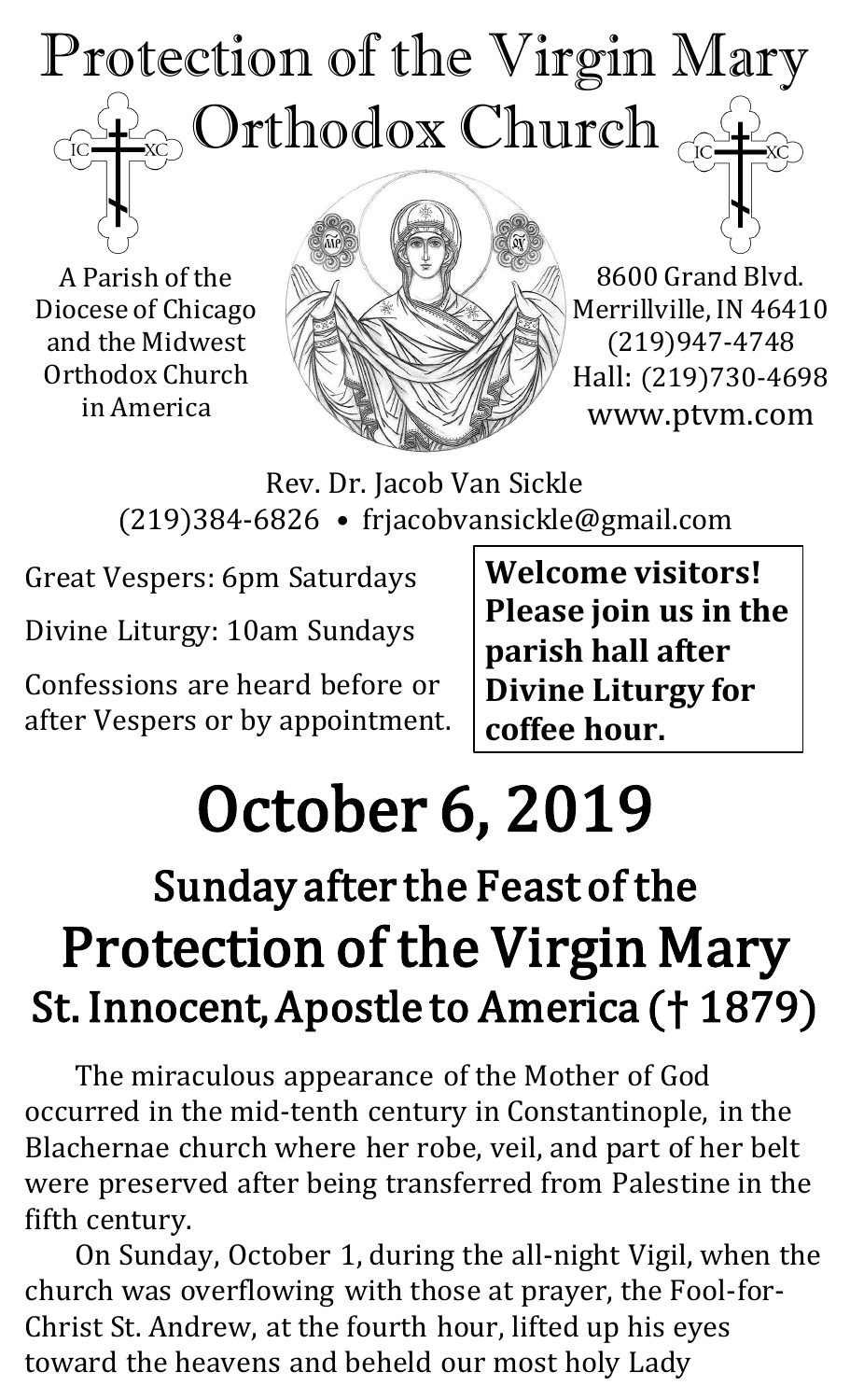# Protection of the Virgin Mary Orthodox Church

A Parish of the Diocese of Chicago and the Midwest Orthodox Church in America

8600 Grand Blvd.
Merrillville, IN 46410
(219)947-4748
Hall: (219)730-4698
www.ptvm.com

Rev. Dr. Jacob Van Sickle
(219)384-6826 • frjacobvansickle@gmail.com

Great Vespers: 6pm Saturdays

Divine Liturgy: 10am Sundays

Confessions are heard before or after Vespers or by appointment.

**Welcome visitors! Please join us in the parish hall after Divine Liturgy for coffee hour.**

# October 6, 2019

## Sunday after the Feast of the
## Protection of the Virgin Mary
## St. Innocent, Apostle to America († 1879)

The miraculous appearance of the Mother of God occurred in the mid-tenth century in Constantinople, in the Blachernae church where her robe, veil, and part of her belt were preserved after being transferred from Palestine in the fifth century.

On Sunday, October 1, during the all-night Vigil, when the church was overflowing with those at prayer, the Fool-for-Christ St. Andrew, at the fourth hour, lifted up his eyes toward the heavens and beheld our most holy Lady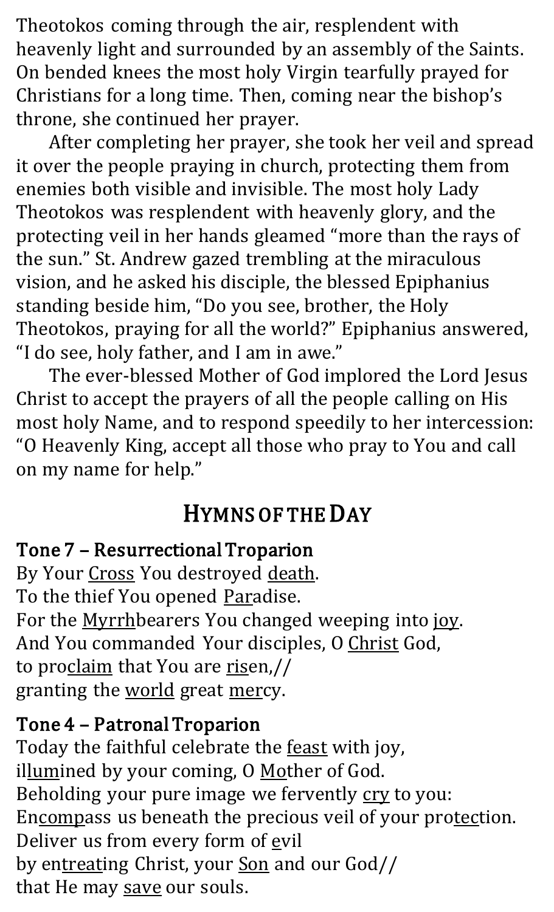Theotokos coming through the air, resplendent with heavenly light and surrounded by an assembly of the Saints. On bended knees the most holy Virgin tearfully prayed for Christians for a long time. Then, coming near the bishop's throne, she continued her prayer.

After completing her prayer, she took her veil and spread it over the people praying in church, protecting them from enemies both visible and invisible. The most holy Lady Theotokos was resplendent with heavenly glory, and the protecting veil in her hands gleamed "more than the rays of the sun." St. Andrew gazed trembling at the miraculous vision, and he asked his disciple, the blessed Epiphanius standing beside him, "Do you see, brother, the Holy Theotokos, praying for all the world?" Epiphanius answered, "I do see, holy father, and I am in awe."

The ever-blessed Mother of God implored the Lord Jesus Christ to accept the prayers of all the people calling on His most holy Name, and to respond speedily to her intercession: "O Heavenly King, accept all those who pray to You and call on my name for help."

## HYMNS OF THE DAY

### Tone 7 – Resurrectional Troparion

By Your Cross You destroyed death.
To the thief You opened Paradise.
For the Myrrhbearers You changed weeping into joy.
And You commanded Your disciples, O Christ God,
to proclaim that You are risen,//
granting the world great mercy.

### Tone 4 – Patronal Troparion

Today the faithful celebrate the feast with joy,
illumined by your coming, O Mother of God.
Beholding your pure image we fervently cry to you:
Encompass us beneath the precious veil of your protection.
Deliver us from every form of evil
by entreating Christ, your Son and our God//
that He may save our souls.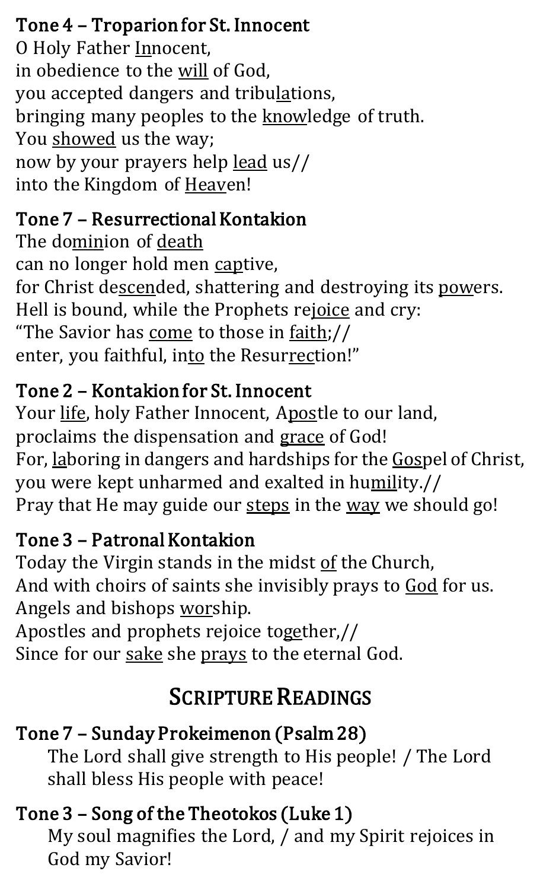### Tone 4 – Troparion for St. Innocent

O Holy Father <u>In</u>nocent,
in obedience to the <u>will</u> of God,
you accepted dangers and tribu<u>la</u>tions,
bringing many peoples to the <u>know</u>ledge of truth.
You <u>showed</u> us the way;
now by your prayers help <u>lead</u> us//
into the Kingdom of <u>Heav</u>en!

### Tone 7 – Resurrectional Kontakion

The do<u>min</u>ion of <u>death</u>
can no longer hold men <u>cap</u>tive,
for Christ de<u>scen</u>ded, shattering and destroying its <u>pow</u>ers.
Hell is bound, while the Prophets re<u>joice</u> and cry:
"The Savior has <u>come</u> to those in <u>faith</u>;//
enter, you faithful, in<u>to</u> the Resur<u>rec</u>tion!"

### Tone 2 – Kontakion for St. Innocent

Your <u>life</u>, holy Father Innocent, A<u>pos</u>tle to our land,
proclaims the dispensation and <u>grace</u> of God!
For, <u>la</u>boring in dangers and hardships for the <u>Gos</u>pel of Christ,
you were kept unharmed and exalted in hu<u>mil</u>ity.//
Pray that He may guide our <u>steps</u> in the <u>way</u> we should go!

### Tone 3 – Patronal Kontakion

Today the Virgin stands in the midst <u>of</u> the Church,
And with choirs of saints she invisibly prays to <u>God</u> for us.
Angels and bishops <u>wor</u>ship.
Apostles and prophets rejoice to<u>ge</u>ther,//
Since for our <u>sake</u> she <u>prays</u> to the eternal God.

## SCRIPTURE READINGS

### Tone 7 – Sunday Prokeimenon (Psalm 28)

The Lord shall give strength to His people! / The Lord shall bless His people with peace!

### Tone 3 – Song of the Theotokos (Luke 1)

My soul magnifies the Lord, / and my Spirit rejoices in God my Savior!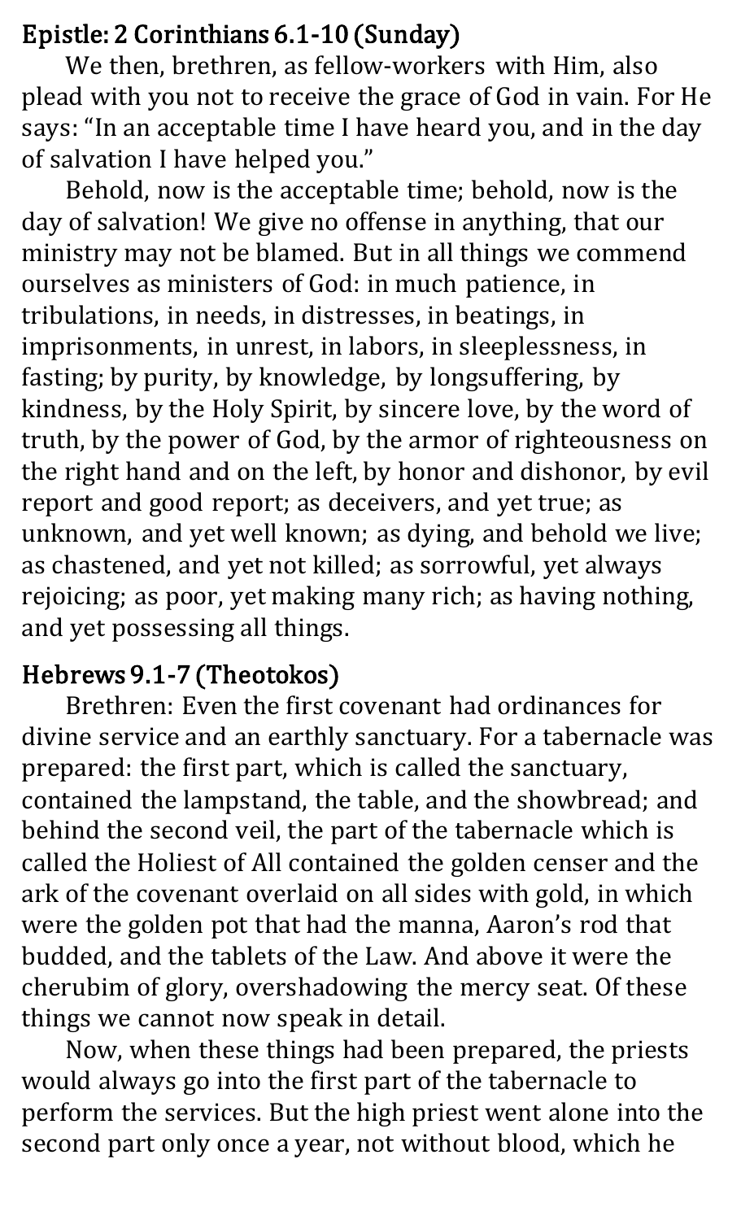## Epistle: 2 Corinthians 6.1-10 (Sunday)

We then, brethren, as fellow-workers with Him, also plead with you not to receive the grace of God in vain. For He says: "In an acceptable time I have heard you, and in the day of salvation I have helped you."

Behold, now is the acceptable time; behold, now is the day of salvation! We give no offense in anything, that our ministry may not be blamed. But in all things we commend ourselves as ministers of God: in much patience, in tribulations, in needs, in distresses, in beatings, in imprisonments, in unrest, in labors, in sleeplessness, in fasting; by purity, by knowledge, by longsuffering, by kindness, by the Holy Spirit, by sincere love, by the word of truth, by the power of God, by the armor of righteousness on the right hand and on the left, by honor and dishonor, by evil report and good report; as deceivers, and yet true; as unknown, and yet well known; as dying, and behold we live; as chastened, and yet not killed; as sorrowful, yet always rejoicing; as poor, yet making many rich; as having nothing, and yet possessing all things.

## Hebrews 9.1-7 (Theotokos)

Brethren: Even the first covenant had ordinances for divine service and an earthly sanctuary. For a tabernacle was prepared: the first part, which is called the sanctuary, contained the lampstand, the table, and the showbread; and behind the second veil, the part of the tabernacle which is called the Holiest of All contained the golden censer and the ark of the covenant overlaid on all sides with gold, in which were the golden pot that had the manna, Aaron's rod that budded, and the tablets of the Law. And above it were the cherubim of glory, overshadowing the mercy seat. Of these things we cannot now speak in detail.

Now, when these things had been prepared, the priests would always go into the first part of the tabernacle to perform the services. But the high priest went alone into the second part only once a year, not without blood, which he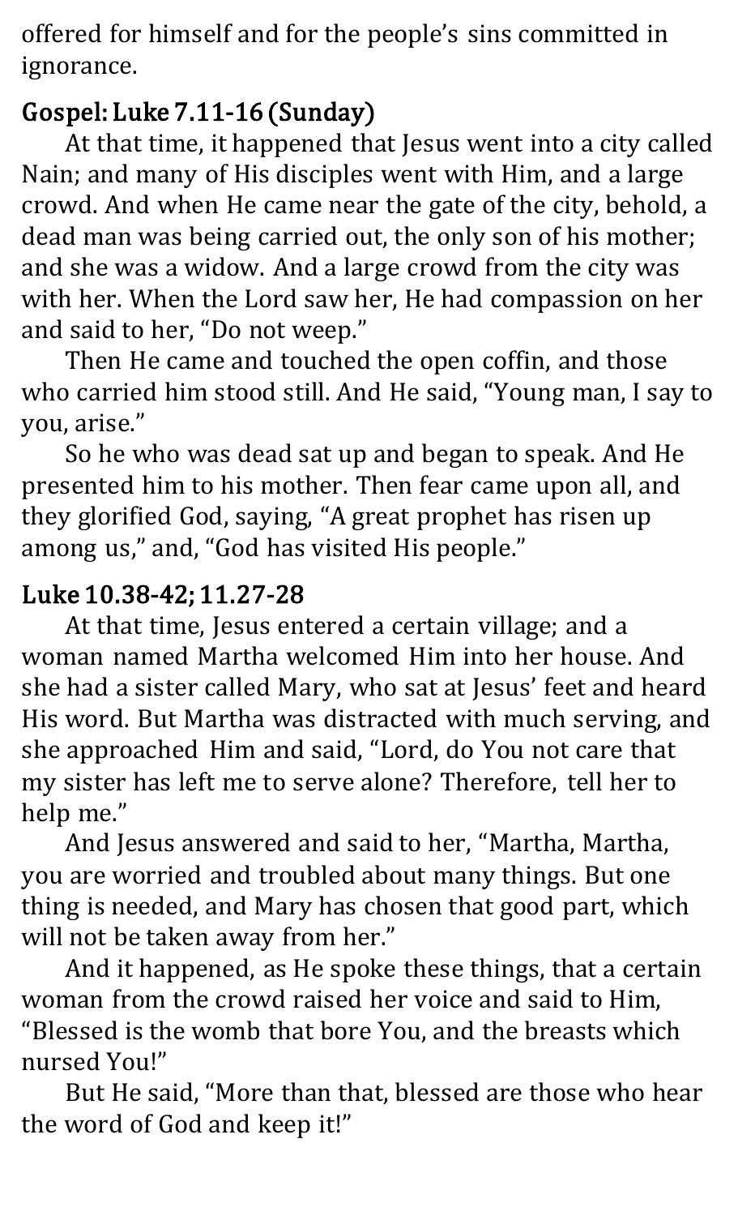offered for himself and for the people's sins committed in ignorance.

## Gospel: Luke 7.11-16 (Sunday)

At that time, it happened that Jesus went into a city called Nain; and many of His disciples went with Him, and a large crowd. And when He came near the gate of the city, behold, a dead man was being carried out, the only son of his mother; and she was a widow. And a large crowd from the city was with her. When the Lord saw her, He had compassion on her and said to her, "Do not weep."

Then He came and touched the open coffin, and those who carried him stood still. And He said, "Young man, I say to you, arise."

So he who was dead sat up and began to speak. And He presented him to his mother. Then fear came upon all, and they glorified God, saying, "A great prophet has risen up among us," and, "God has visited His people."

## Luke 10.38-42; 11.27-28

At that time, Jesus entered a certain village; and a woman named Martha welcomed Him into her house. And she had a sister called Mary, who sat at Jesus' feet and heard His word. But Martha was distracted with much serving, and she approached Him and said, "Lord, do You not care that my sister has left me to serve alone? Therefore, tell her to help me."

And Jesus answered and said to her, "Martha, Martha, you are worried and troubled about many things. But one thing is needed, and Mary has chosen that good part, which will not be taken away from her."

And it happened, as He spoke these things, that a certain woman from the crowd raised her voice and said to Him, "Blessed is the womb that bore You, and the breasts which nursed You!"

But He said, "More than that, blessed are those who hear the word of God and keep it!"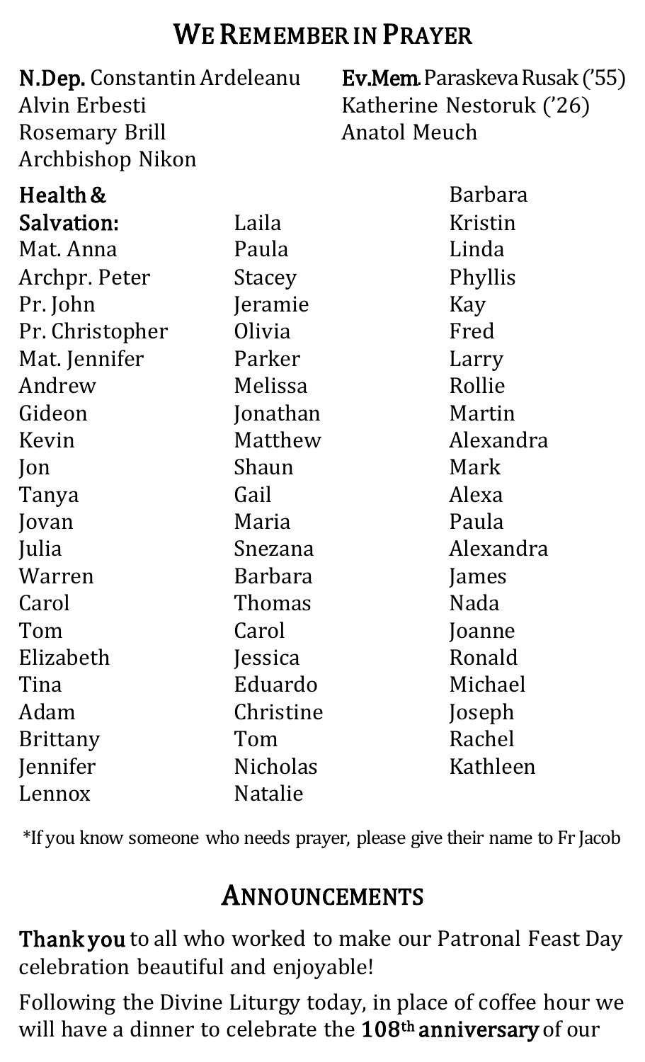## We Remember in Prayer

**N.Dep.** Constantin Ardeleanu
Alvin Erbesti
Rosemary Brill
Archbishop Nikon

**Ev.Mem.** Paraskeva Rusak ('55)
Katherine Nestoruk ('26)
Anatol Meuch

**Health & Salvation:**
Mat. Anna
Archpr. Peter
Pr. John
Pr. Christopher
Mat. Jennifer
Andrew
Gideon
Kevin
Jon
Tanya
Jovan
Julia
Warren
Carol
Tom
Elizabeth
Tina
Adam
Brittany
Jennifer
Lennox
Laila
Paula
Stacey
Jeramie
Olivia
Parker
Melissa
Jonathan
Matthew
Shaun
Gail
Maria
Snezana
Barbara
Thomas
Carol
Jessica
Eduardo
Christine
Tom
Nicholas
Natalie
Barbara
Kristin
Linda
Phyllis
Kay
Fred
Larry
Rollie
Martin
Alexandra
Mark
Alexa
Paula
Alexandra
James
Nada
Joanne
Ronald
Michael
Joseph
Rachel
Kathleen

*If you know someone who needs prayer, please give their name to Fr Jacob

## Announcements

**Thank you** to all who worked to make our Patronal Feast Day celebration beautiful and enjoyable!

Following the Divine Liturgy today, in place of coffee hour we will have a dinner to celebrate the **108th anniversary** of our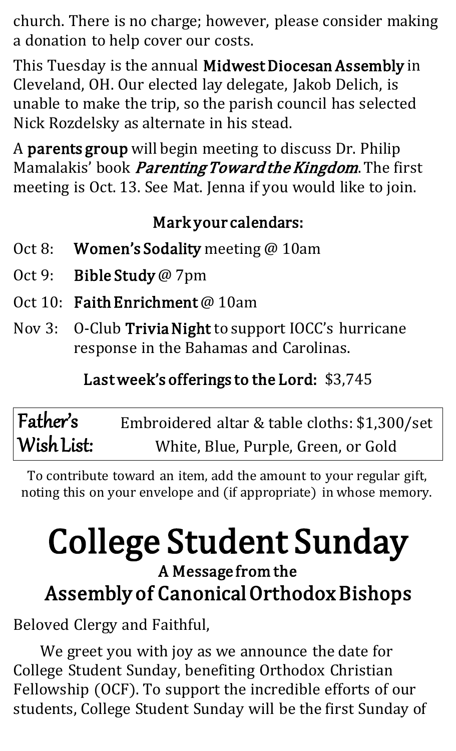church. There is no charge; however, please consider making a donation to help cover our costs.

This Tuesday is the annual **Midwest Diocesan Assembly** in Cleveland, OH. Our elected lay delegate, Jakob Delich, is unable to make the trip, so the parish council has selected Nick Rozdelsky as alternate in his stead.

A **parents group** will begin meeting to discuss Dr. Philip Mamalakis' book ***Parenting Toward the Kingdom***. The first meeting is Oct. 13. See Mat. Jenna if you would like to join.

### Mark your calendars:

- Oct 8: **Women's Sodality** meeting @ 10am
- Oct 9: **Bible Study** @ 7pm
- Oct 10: **Faith Enrichment** @ 10am
- Nov 3: O-Club **Trivia Night** to support IOCC's hurricane response in the Bahamas and Carolinas.

**Last week's offerings to the Lord:** $3,745

| Father's Wish List: | Embroidered altar & table cloths: $1,300/set<br>White, Blue, Purple, Green, or Gold |
|---|---|

To contribute toward an item, add the amount to your regular gift, noting this on your envelope and (if appropriate) in whose memory.

# College Student Sunday

## A Message from the Assembly of Canonical Orthodox Bishops

Beloved Clergy and Faithful,

We greet you with joy as we announce the date for College Student Sunday, benefiting Orthodox Christian Fellowship (OCF). To support the incredible efforts of our students, College Student Sunday will be the first Sunday of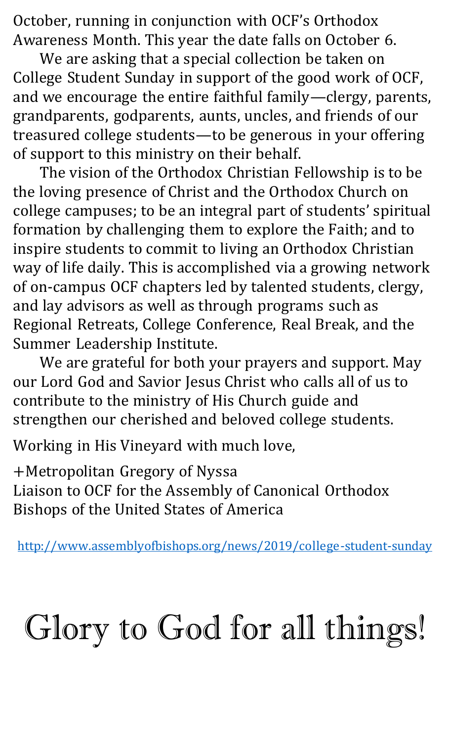October, running in conjunction with OCF's Orthodox Awareness Month. This year the date falls on October 6.

We are asking that a special collection be taken on College Student Sunday in support of the good work of OCF, and we encourage the entire faithful family—clergy, parents, grandparents, godparents, aunts, uncles, and friends of our treasured college students—to be generous in your offering of support to this ministry on their behalf.

The vision of the Orthodox Christian Fellowship is to be the loving presence of Christ and the Orthodox Church on college campuses; to be an integral part of students' spiritual formation by challenging them to explore the Faith; and to inspire students to commit to living an Orthodox Christian way of life daily. This is accomplished via a growing network of on-campus OCF chapters led by talented students, clergy, and lay advisors as well as through programs such as Regional Retreats, College Conference, Real Break, and the Summer Leadership Institute.

We are grateful for both your prayers and support. May our Lord God and Savior Jesus Christ who calls all of us to contribute to the ministry of His Church guide and strengthen our cherished and beloved college students.

Working in His Vineyard with much love,

+Metropolitan Gregory of Nyssa
Liaison to OCF for the Assembly of Canonical Orthodox Bishops of the United States of America

http://www.assemblyofbishops.org/news/2019/college-student-sunday

# Glory to God for all things!